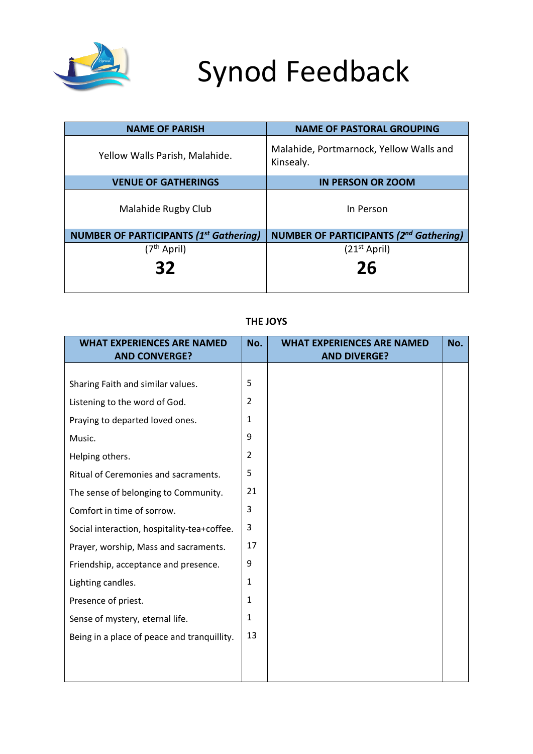# Synod Feedback

| NAME OF PARISH | NAME OF PASTORAL GROUPING |
|---|---|
| Yellow Walls Parish, Malahide. | Malahide, Portmarnock, Yellow Walls and Kinsealy. |
| **VENUE OF GATHERINGS** | **IN PERSON OR ZOOM** |
| Malahide Rugby Club | In Person |
| **NUMBER OF PARTICIPANTS (*1st Gathering*)** | **NUMBER OF PARTICIPANTS (*2nd Gathering*)** |
| (7th April) **32** | (21st April) **26** |

**THE JOYS**

| WHAT EXPERIENCES ARE NAMED AND CONVERGE? | No. | WHAT EXPERIENCES ARE NAMED AND DIVERGE? | No. |
|---|---|---|---|
| Sharing Faith and similar values. | 5 | | |
| Listening to the word of God. | 2 | | |
| Praying to departed loved ones. | 1 | | |
| Music. | 9 | | |
| Helping others. | 2 | | |
| Ritual of Ceremonies and sacraments. | 5 | | |
| The sense of belonging to Community. | 21 | | |
| Comfort in time of sorrow. | 3 | | |
| Social interaction, hospitality-tea+coffee. | 3 | | |
| Prayer, worship, Mass and sacraments. | 17 | | |
| Friendship, acceptance and presence. | 9 | | |
| Lighting candles. | 1 | | |
| Presence of priest. | 1 | | |
| Sense of mystery, eternal life. | 1 | | |
| Being in a place of peace and tranquillity. | 13 | | |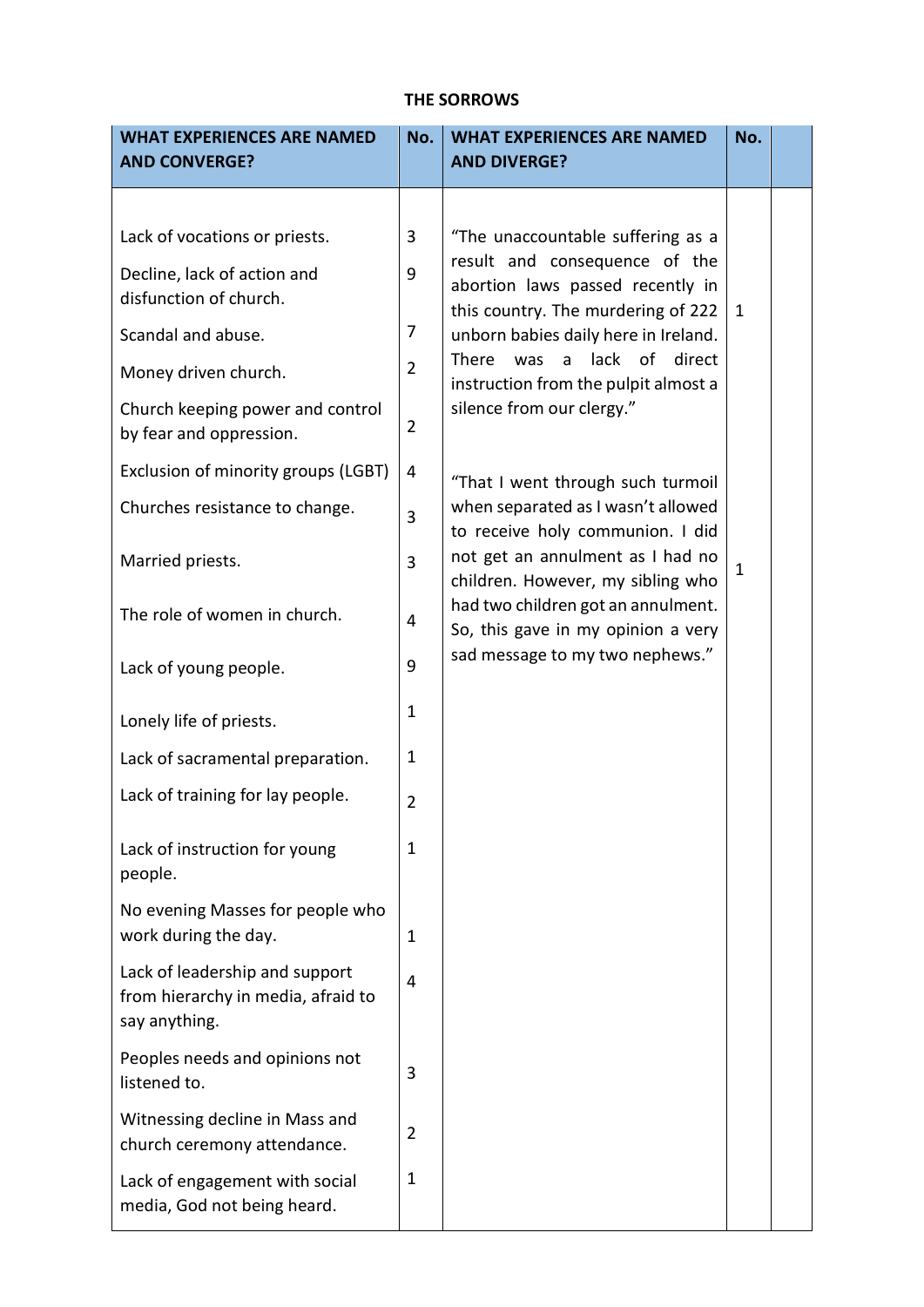**THE SORROWS**

| WHAT EXPERIENCES ARE NAMED AND CONVERGE? | No. | WHAT EXPERIENCES ARE NAMED AND DIVERGE? | No. | |
|---|---|---|---|---|
| Lack of vocations or priests. | 3 | "The unaccountable suffering as a result and consequence of the abortion laws passed recently in this country. The murdering of 222 unborn babies daily here in Ireland. There was a lack of direct instruction from the pulpit almost a silence from our clergy." | 1 | |
| Decline, lack of action and disfunction of church. | 9 | | | |
| Scandal and abuse. | 7 | | | |
| Money driven church. | 2 | | | |
| Church keeping power and control by fear and oppression. | 2 | | | |
| Exclusion of minority groups (LGBT) | 4 | "That I went through such turmoil when separated as I wasn't allowed to receive holy communion. I did not get an annulment as I had no children. However, my sibling who had two children got an annulment. So, this gave in my opinion a very sad message to my two nephews." | 1 | |
| Churches resistance to change. | 3 | | | |
| Married priests. | 3 | | | |
| The role of women in church. | 4 | | | |
| Lack of young people. | 9 | | | |
| Lonely life of priests. | 1 | | | |
| Lack of sacramental preparation. | 1 | | | |
| Lack of training for lay people. | 2 | | | |
| Lack of instruction for young people. | 1 | | | |
| No evening Masses for people who work during the day. | 1 | | | |
| Lack of leadership and support from hierarchy in media, afraid to say anything. | 4 | | | |
| Peoples needs and opinions not listened to. | 3 | | | |
| Witnessing decline in Mass and church ceremony attendance. | 2 | | | |
| Lack of engagement with social media, God not being heard. | 1 | | | |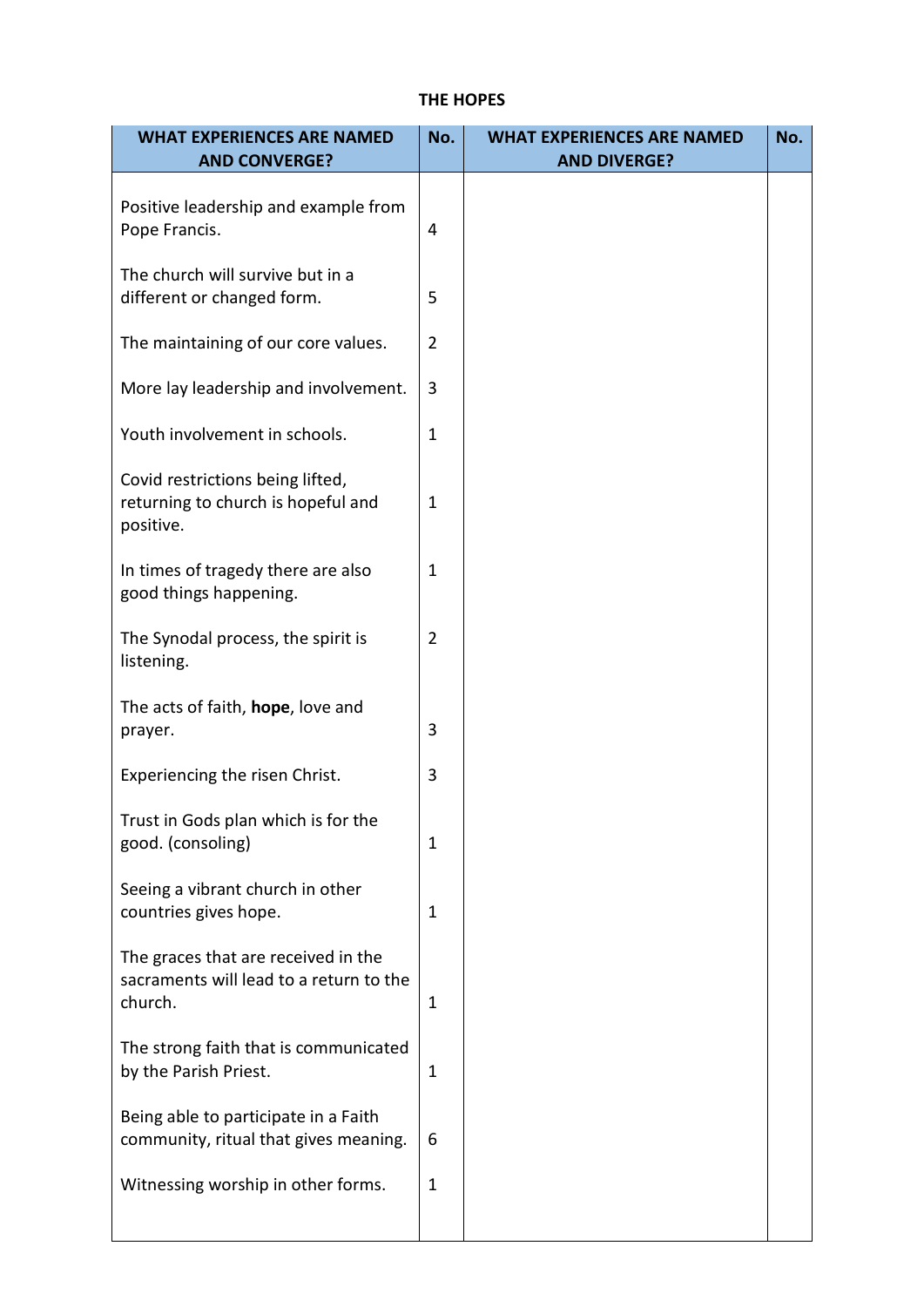**THE HOPES**

| WHAT EXPERIENCES ARE NAMED AND CONVERGE? | No. | WHAT EXPERIENCES ARE NAMED AND DIVERGE? | No. |
|---|---|---|---|
| Positive leadership and example from Pope Francis. | 4 | | |
| The church will survive but in a different or changed form. | 5 | | |
| The maintaining of our core values. | 2 | | |
| More lay leadership and involvement. | 3 | | |
| Youth involvement in schools. | 1 | | |
| Covid restrictions being lifted, returning to church is hopeful and positive. | 1 | | |
| In times of tragedy there are also good things happening. | 1 | | |
| The Synodal process, the spirit is listening. | 2 | | |
| The acts of faith, **hope**, love and prayer. | 3 | | |
| Experiencing the risen Christ. | 3 | | |
| Trust in Gods plan which is for the good. (consoling) | 1 | | |
| Seeing a vibrant church in other countries gives hope. | 1 | | |
| The graces that are received in the sacraments will lead to a return to the church. | 1 | | |
| The strong faith that is communicated by the Parish Priest. | 1 | | |
| Being able to participate in a Faith community, ritual that gives meaning. | 6 | | |
| Witnessing worship in other forms. | 1 | | |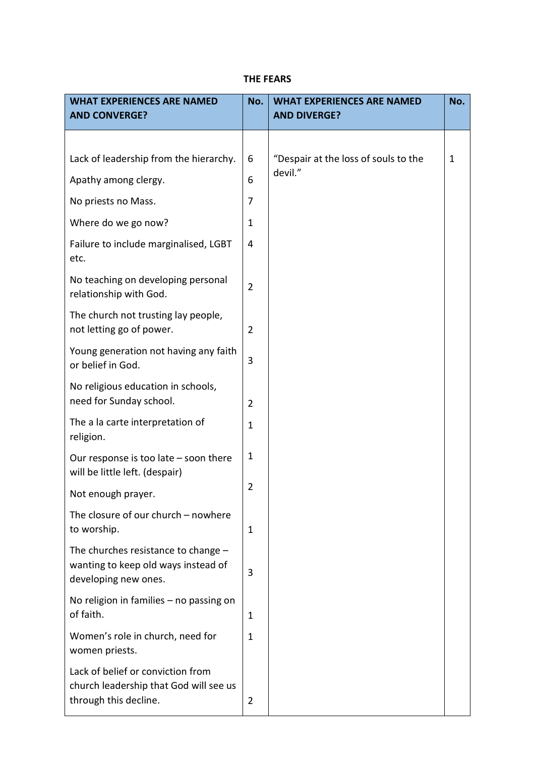**THE FEARS**

| WHAT EXPERIENCES ARE NAMED AND CONVERGE? | No. | WHAT EXPERIENCES ARE NAMED AND DIVERGE? | No. |
|---|---|---|---|
| Lack of leadership from the hierarchy. | 6 | "Despair at the loss of souls to the devil." | 1 |
| Apathy among clergy. | 6 | | |
| No priests no Mass. | 7 | | |
| Where do we go now? | 1 | | |
| Failure to include marginalised, LGBT etc. | 4 | | |
| No teaching on developing personal relationship with God. | 2 | | |
| The church not trusting lay people, not letting go of power. | 2 | | |
| Young generation not having any faith or belief in God. | 3 | | |
| No religious education in schools, need for Sunday school. | 2 | | |
| The a la carte interpretation of religion. | 1 | | |
| Our response is too late – soon there will be little left. (despair) | 1 | | |
| Not enough prayer. | 2 | | |
| The closure of our church – nowhere to worship. | 1 | | |
| The churches resistance to change – wanting to keep old ways instead of developing new ones. | 3 | | |
| No religion in families – no passing on of faith. | 1 | | |
| Women's role in church, need for women priests. | 1 | | |
| Lack of belief or conviction from church leadership that God will see us through this decline. | 2 | | |